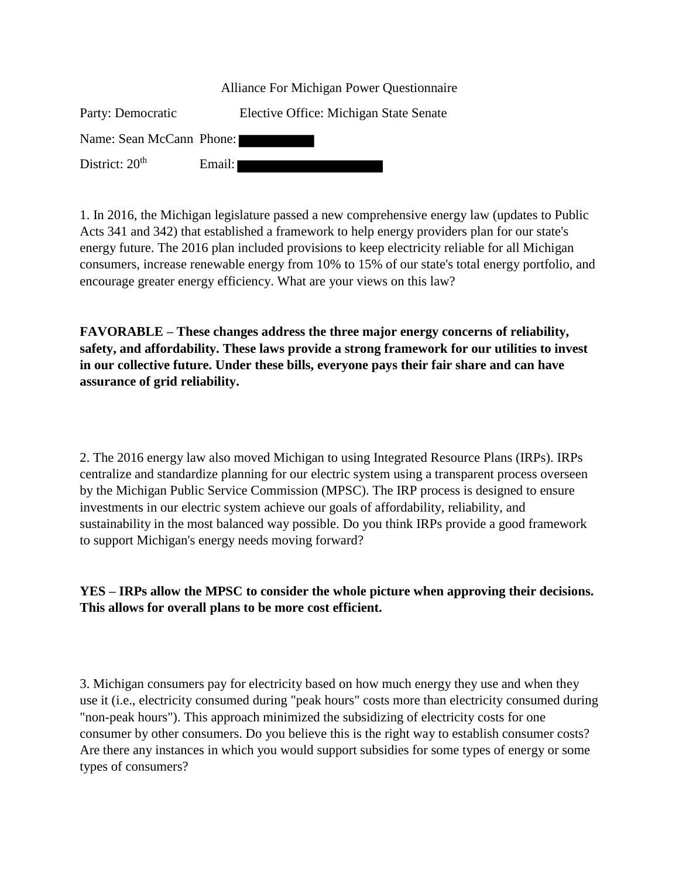Alliance For Michigan Power Questionnaire

Party: Democratic Elective Office: Michigan State Senate

Name: Sean McCann Phone:

District: $20^{th}$ Email:

1. In 2016, the Michigan legislature passed a new comprehensive energy law (updates to Public Acts 341 and 342) that established a framework to help energy providers plan for our state's energy future. The 2016 plan included provisions to keep electricity reliable for all Michigan consumers, increase renewable energy from 10% to 15% of our state's total energy portfolio, and encourage greater energy efficiency. What are your views on this law?

**FAVORABLE – These changes address the three major energy concerns of reliability, safety, and affordability. These laws provide a strong framework for our utilities to invest in our collective future. Under these bills, everyone pays their fair share and can have assurance of grid reliability.**

2. The 2016 energy law also moved Michigan to using Integrated Resource Plans (IRPs). IRPs centralize and standardize planning for our electric system using a transparent process overseen by the Michigan Public Service Commission (MPSC). The IRP process is designed to ensure investments in our electric system achieve our goals of affordability, reliability, and sustainability in the most balanced way possible. Do you think IRPs provide a good framework to support Michigan's energy needs moving forward?

**YES – IRPs allow the MPSC to consider the whole picture when approving their decisions. This allows for overall plans to be more cost efficient.**

3. Michigan consumers pay for electricity based on how much energy they use and when they use it (i.e., electricity consumed during "peak hours" costs more than electricity consumed during "non-peak hours"). This approach minimized the subsidizing of electricity costs for one consumer by other consumers. Do you believe this is the right way to establish consumer costs? Are there any instances in which you would support subsidies for some types of energy or some types of consumers?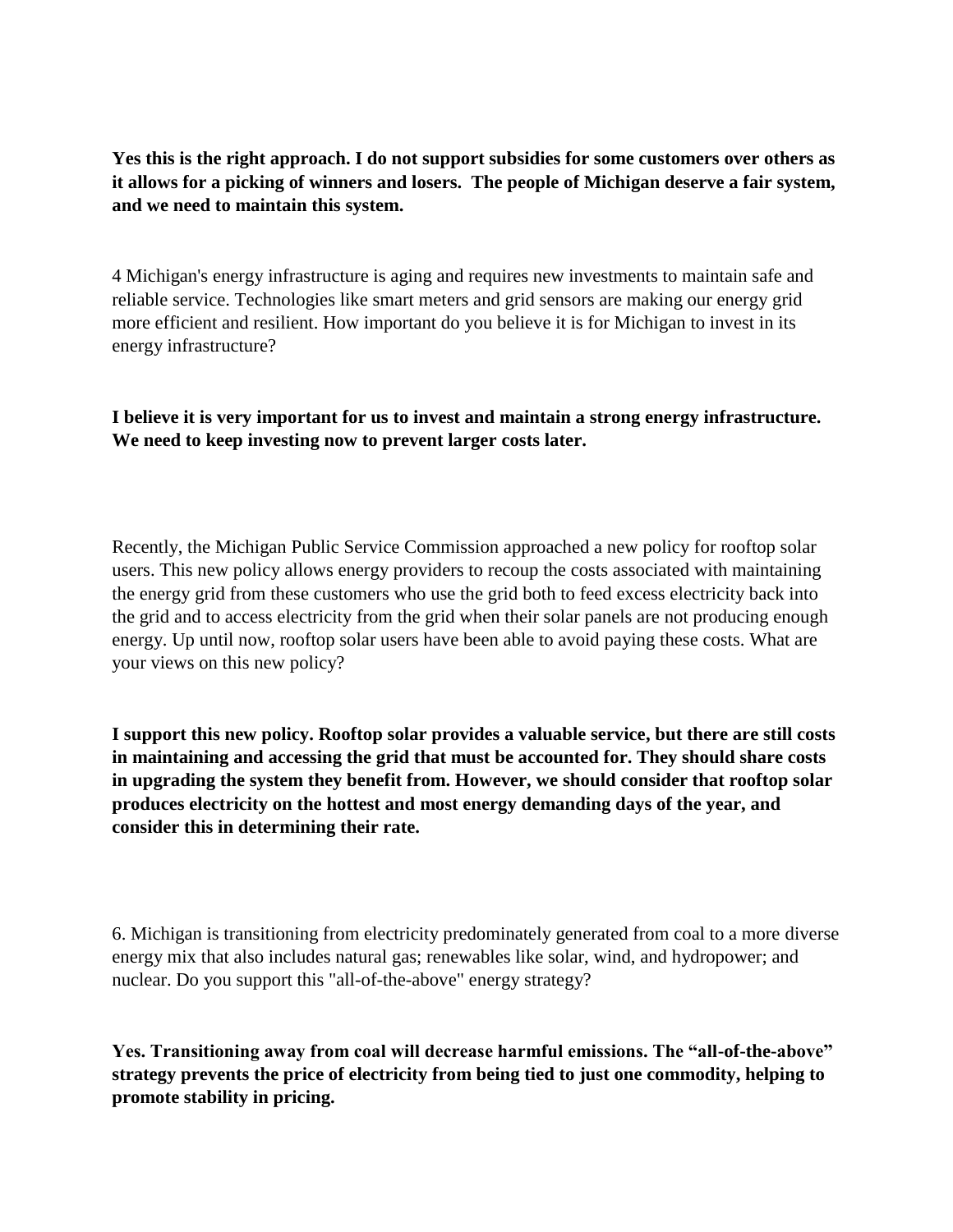**Yes this is the right approach. I do not support subsidies for some customers over others as it allows for a picking of winners and losers. The people of Michigan deserve a fair system, and we need to maintain this system.**

4 Michigan's energy infrastructure is aging and requires new investments to maintain safe and reliable service. Technologies like smart meters and grid sensors are making our energy grid more efficient and resilient. How important do you believe it is for Michigan to invest in its energy infrastructure?

**I believe it is very important for us to invest and maintain a strong energy infrastructure. We need to keep investing now to prevent larger costs later.**

Recently, the Michigan Public Service Commission approached a new policy for rooftop solar users. This new policy allows energy providers to recoup the costs associated with maintaining the energy grid from these customers who use the grid both to feed excess electricity back into the grid and to access electricity from the grid when their solar panels are not producing enough energy. Up until now, rooftop solar users have been able to avoid paying these costs. What are your views on this new policy?

**I support this new policy. Rooftop solar provides a valuable service, but there are still costs in maintaining and accessing the grid that must be accounted for. They should share costs in upgrading the system they benefit from. However, we should consider that rooftop solar produces electricity on the hottest and most energy demanding days of the year, and consider this in determining their rate.**

6. Michigan is transitioning from electricity predominately generated from coal to a more diverse energy mix that also includes natural gas; renewables like solar, wind, and hydropower; and nuclear. Do you support this "all-of-the-above" energy strategy?

**Yes. Transitioning away from coal will decrease harmful emissions. The "all-of-the-above" strategy prevents the price of electricity from being tied to just one commodity, helping to promote stability in pricing.**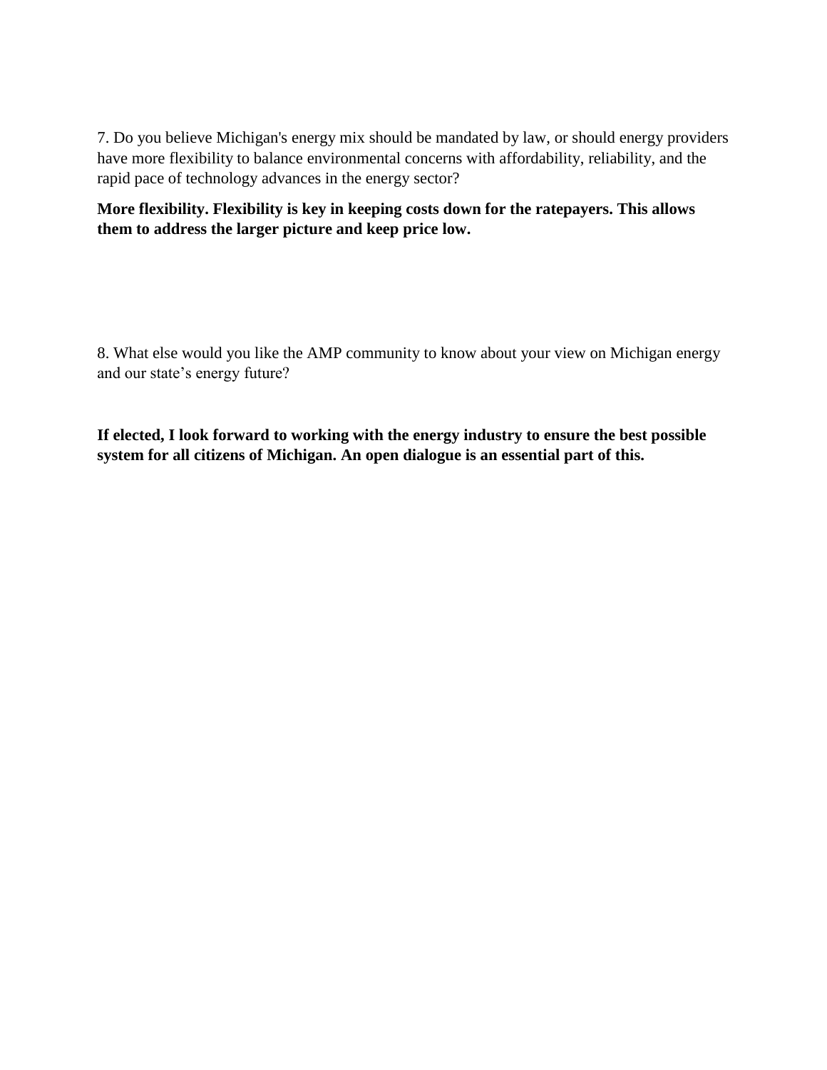7. Do you believe Michigan's energy mix should be mandated by law, or should energy providers have more flexibility to balance environmental concerns with affordability, reliability, and the rapid pace of technology advances in the energy sector?

**More flexibility. Flexibility is key in keeping costs down for the ratepayers. This allows them to address the larger picture and keep price low.**

8. What else would you like the AMP community to know about your view on Michigan energy and our state's energy future?

**If elected, I look forward to working with the energy industry to ensure the best possible system for all citizens of Michigan. An open dialogue is an essential part of this.**